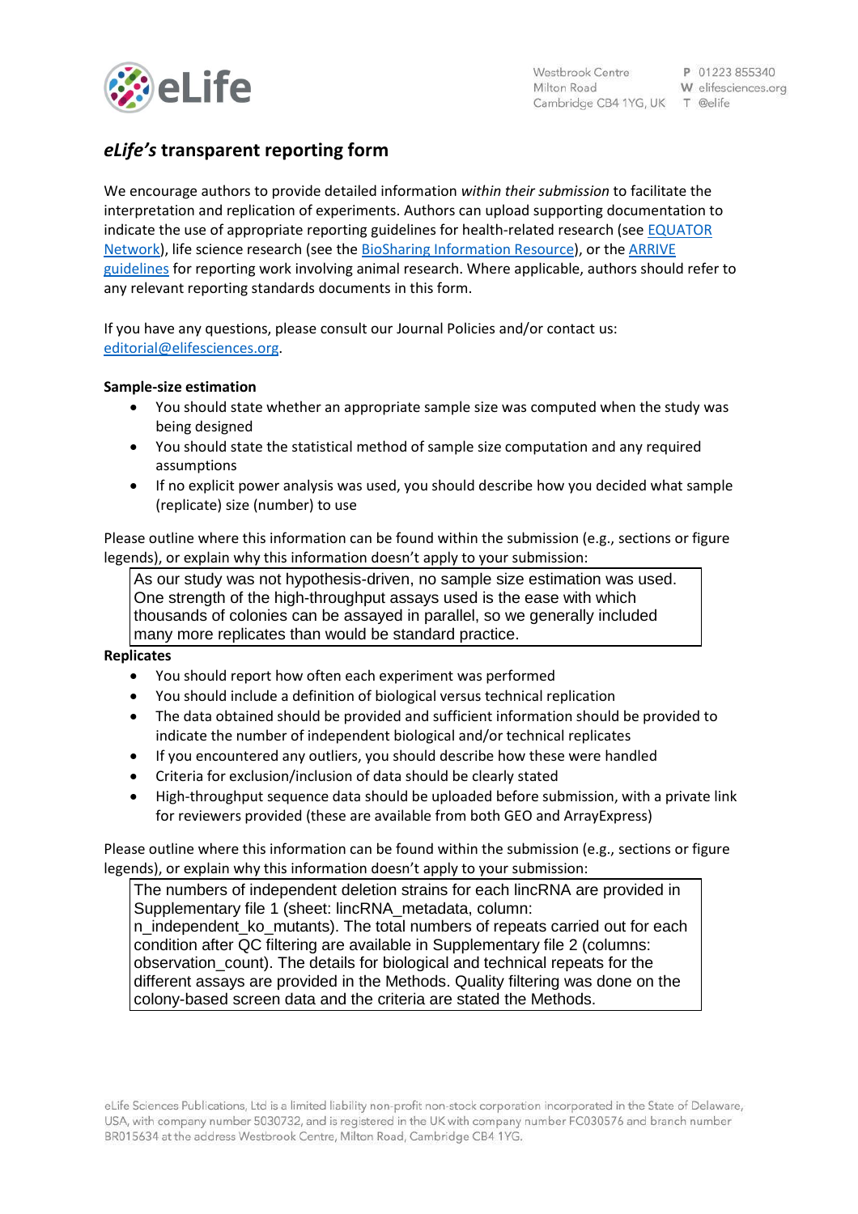# *eLife's* transparent reporting form

We encourage authors to provide detailed information *within their submission* to facilitate the interpretation and replication of experiments. Authors can upload supporting documentation to indicate the use of appropriate reporting guidelines for health-related research (see EQUATOR Network), life science research (see the BioSharing Information Resource), or the ARRIVE guidelines for reporting work involving animal research. Where applicable, authors should refer to any relevant reporting standards documents in this form.

If you have any questions, please consult our Journal Policies and/or contact us: editorial@elifesciences.org.

**Sample-size estimation**

- You should state whether an appropriate sample size was computed when the study was being designed
- You should state the statistical method of sample size computation and any required assumptions
- If no explicit power analysis was used, you should describe how you decided what sample (replicate) size (number) to use

Please outline where this information can be found within the submission (e.g., sections or figure legends), or explain why this information doesn't apply to your submission:

> As our study was not hypothesis-driven, no sample size estimation was used. One strength of the high-throughput assays used is the ease with which thousands of colonies can be assayed in parallel, so we generally included many more replicates than would be standard practice.

**Replicates**

- You should report how often each experiment was performed
- You should include a definition of biological versus technical replication
- The data obtained should be provided and sufficient information should be provided to indicate the number of independent biological and/or technical replicates
- If you encountered any outliers, you should describe how these were handled
- Criteria for exclusion/inclusion of data should be clearly stated
- High-throughput sequence data should be uploaded before submission, with a private link for reviewers provided (these are available from both GEO and ArrayExpress)

Please outline where this information can be found within the submission (e.g., sections or figure legends), or explain why this information doesn't apply to your submission:

> The numbers of independent deletion strains for each lincRNA are provided in Supplementary file 1 (sheet: lincRNA_metadata, column: n_independent_ko_mutants). The total numbers of repeats carried out for each condition after QC filtering are available in Supplementary file 2 (columns: observation_count). The details for biological and technical repeats for the different assays are provided in the Methods. Quality filtering was done on the colony-based screen data and the criteria are stated the Methods.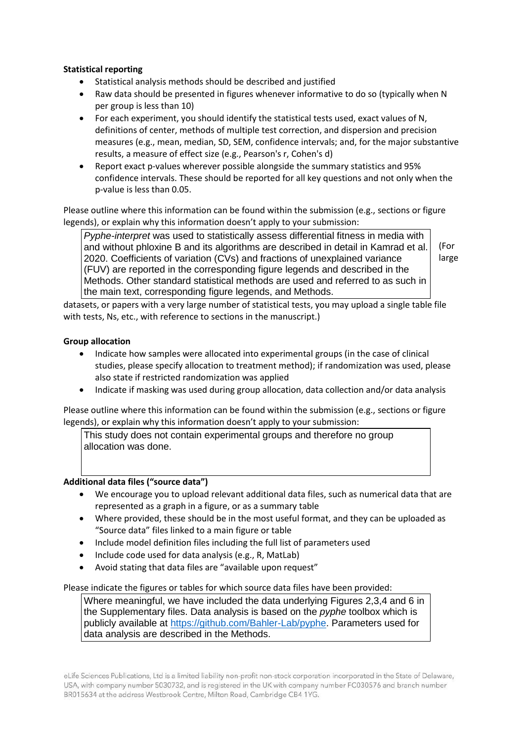**Statistical reporting**

- Statistical analysis methods should be described and justified
- Raw data should be presented in figures whenever informative to do so (typically when N per group is less than 10)
- For each experiment, you should identify the statistical tests used, exact values of N, definitions of center, methods of multiple test correction, and dispersion and precision measures (e.g., mean, median, SD, SEM, confidence intervals; and, for the major substantive results, a measure of effect size (e.g., Pearson's r, Cohen's d)
- Report exact p-values wherever possible alongside the summary statistics and 95% confidence intervals. These should be reported for all key questions and not only when the p-value is less than 0.05.

Please outline where this information can be found within the submission (e.g., sections or figure legends), or explain why this information doesn't apply to your submission:

*Pyphe-interpret* was used to statistically assess differential fitness in media with and without phloxine B and its algorithms are described in detail in Kamrad et al. 2020. Coefficients of variation (CVs) and fractions of unexplained variance (FUV) are reported in the corresponding figure legends and described in the Methods. Other standard statistical methods are used and referred to as such in the main text, corresponding figure legends, and Methods.

(For large datasets, or papers with a very large number of statistical tests, you may upload a single table file with tests, Ns, etc., with reference to sections in the manuscript.)

**Group allocation**

- Indicate how samples were allocated into experimental groups (in the case of clinical studies, please specify allocation to treatment method); if randomization was used, please also state if restricted randomization was applied
- Indicate if masking was used during group allocation, data collection and/or data analysis

Please outline where this information can be found within the submission (e.g., sections or figure legends), or explain why this information doesn't apply to your submission:

This study does not contain experimental groups and therefore no group allocation was done.

**Additional data files ("source data")**

- We encourage you to upload relevant additional data files, such as numerical data that are represented as a graph in a figure, or as a summary table
- Where provided, these should be in the most useful format, and they can be uploaded as "Source data" files linked to a main figure or table
- Include model definition files including the full list of parameters used
- Include code used for data analysis (e.g., R, MatLab)
- Avoid stating that data files are "available upon request"

Please indicate the figures or tables for which source data files have been provided:

Where meaningful, we have included the data underlying Figures 2,3,4 and 6 in the Supplementary files. Data analysis is based on the *pyphe* toolbox which is publicly available at https://github.com/Bahler-Lab/pyphe. Parameters used for data analysis are described in the Methods.